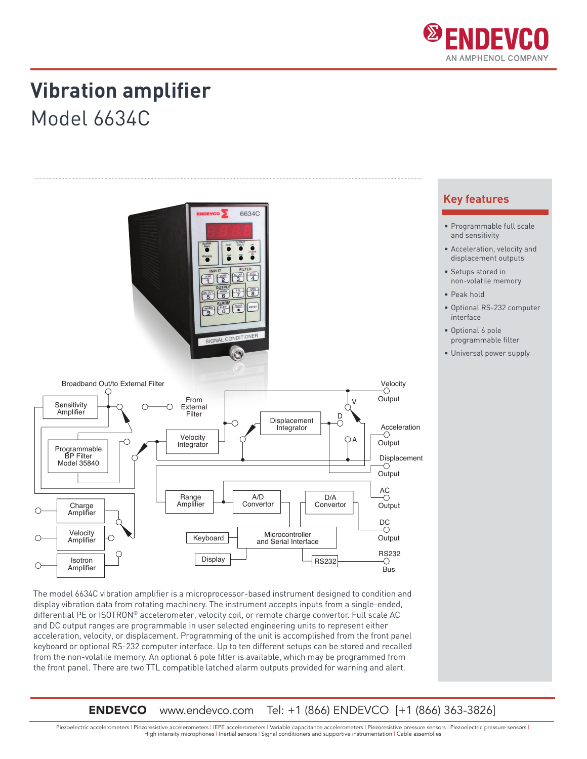# Vibration amplifier

## Model 6634C

## Key features

- Programmable full scale and sensitivity
- Acceleration, velocity and displacement outputs
- Setups stored in non-volatile memory
- Peak hold
- Optional RS-232 computer interface
- Optional 6 pole programmable filter
- Universal power supply

The model 6634C vibration amplifier is a microprocessor-based instrument designed to condition and display vibration data from rotating machinery. The instrument accepts inputs from a single-ended, differential PE or ISOTRON® accelerometer, velocity coil, or remote charge convertor. Full scale AC and DC output ranges are programmable in user selected engineering units to represent either acceleration, velocity, or displacement. Programming of the unit is accomplished from the front panel keyboard or optional RS-232 computer interface. Up to ten different setups can be stored and recalled from the non-volatile memory. An optional 6 pole filter is available, which may be programmed from the front panel. There are two TTL compatible latched alarm outputs provided for warning and alert.

**ENDEVCO** www.endevco.com Tel: +1 (866) ENDEVCO [+1 (866) 363-3826]

Piezoelectric accelerometers | Piezoresistive accelerometers | IEPE accelerometers | Variable capacitance accelerometers | Piezoresistive pressure sensors | Piezoelectric pressure sensors | High intensity microphones | Inertial sensors | Signal conditioners and supportive instrumentation | Cable assemblies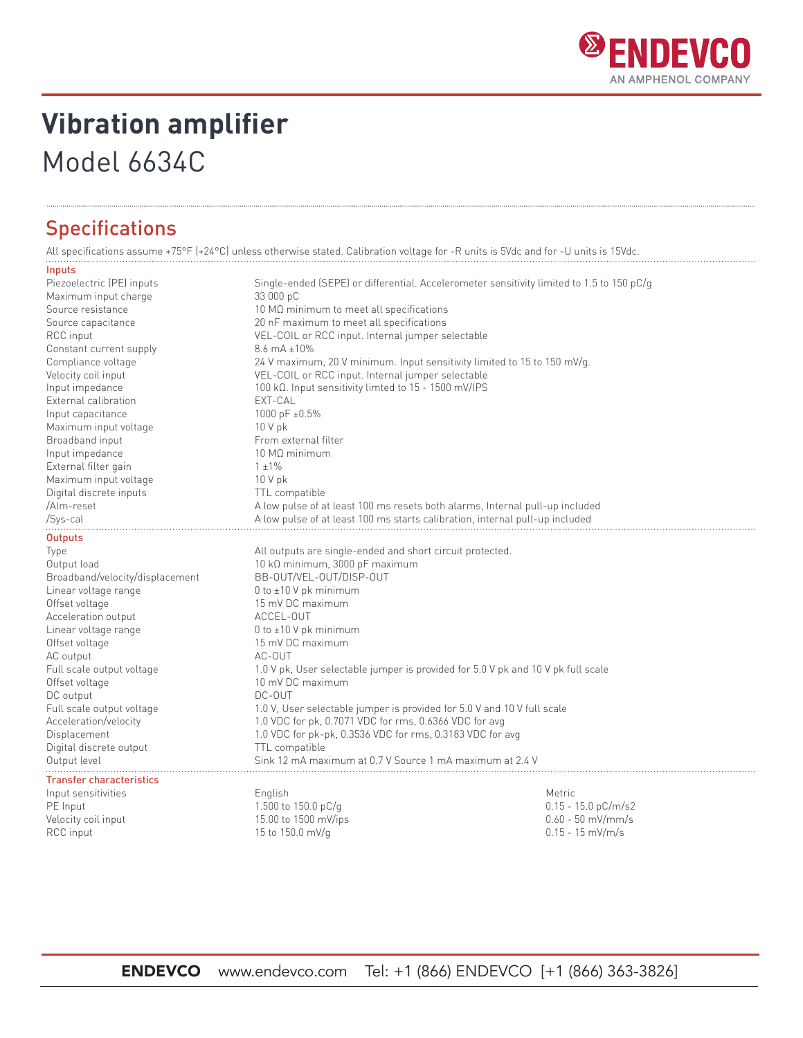# Vibration amplifier

Model 6634C

## Specifications

All specifications assume +75°F (+24°C) unless otherwise stated. Calibration voltage for -R units is 5Vdc and for -U units is 15Vdc.

### Inputs

| | |
|---|---|
| Piezoelectric (PE) inputs | Single-ended (SEPE) or differential. Accelerometer sensitivity limited to 1.5 to 150 pC/g |
| Maximum input charge | 33 000 pC |
| Source resistance | 10 MΩ minimum to meet all specifications |
| Source capacitance | 20 nF maximum to meet all specifications |
| RCC input | VEL-COIL or RCC input. Internal jumper selectable |
| Constant current supply | 8.6 mA ±10% |
| Compliance voltage | 24 V maximum, 20 V minimum. Input sensitivity limited to 15 to 150 mV/g. |
| Velocity coil input | VEL-COIL or RCC input. Internal jumper selectable |
| Input impedance | 100 kΩ. Input sensitivity limted to 15 - 1500 mV/IPS |
| External calibration | EXT-CAL |
| Input capacitance | 1000 pF ±0.5% |
| Maximum input voltage | 10 V pk |
| Broadband input | From external filter |
| Input impedance | 10 MΩ minimum |
| External filter gain | 1 ±1% |
| Maximum input voltage | 10 V pk |
| Digital discrete inputs | TTL compatible |
| /Alm-reset | A low pulse of at least 100 ms resets both alarms, Internal pull-up included |
| /Sys-cal | A low pulse of at least 100 ms starts calibration, internal pull-up included |

### Outputs

| | |
|---|---|
| Type | All outputs are single-ended and short circuit protected. |
| Output load | 10 kΩ minimum, 3000 pF maximum |
| Broadband/velocity/displacement | BB-OUT/VEL-OUT/DISP-OUT |
| Linear voltage range | 0 to ±10 V pk minimum |
| Offset voltage | 15 mV DC maximum |
| Acceleration output | ACCEL-OUT |
| Linear voltage range | 0 to ±10 V pk minimum |
| Offset voltage | 15 mV DC maximum |
| AC output | AC-OUT |
| Full scale output voltage | 1.0 V pk, User selectable jumper is provided for 5.0 V pk and 10 V pk full scale |
| Offset voltage | 10 mV DC maximum |
| DC output | DC-OUT |
| Full scale output voltage | 1.0 V, User selectable jumper is provided for 5.0 V and 10 V full scale |
| Acceleration/velocity | 1.0 VDC for pk, 0.7071 VDC for rms, 0.6366 VDC for avg |
| Displacement | 1.0 VDC for pk-pk, 0.3536 VDC for rms, 0.3183 VDC for avg |
| Digital discrete output | TTL compatible |
| Output level | Sink 12 mA maximum at 0.7 V Source 1 mA maximum at 2.4 V |

### Transfer characteristics

| Input sensitivities | English | Metric |
|---|---|---|
| PE Input | 1.500 to 150.0 pC/g | 0.15 - 15.0 pC/m/s2 |
| Velocity coil input | 15.00 to 1500 mV/ips | 0.60 - 50 mV/mm/s |
| RCC input | 15 to 150.0 mV/g | 0.15 - 15 mV/m/s |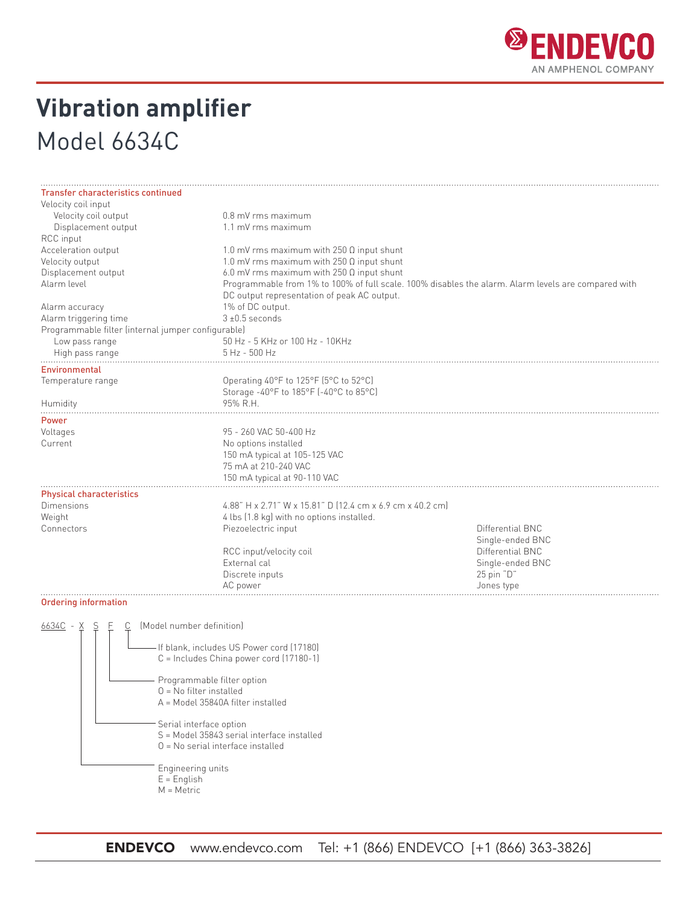# Vibration amplifier

## Model 6634C

| Transfer characteristics continued | | |
| --- | --- | --- |
| Velocity coil input | | |
| Velocity coil output | 0.8 mV rms maximum | |
| Displacement output | 1.1 mV rms maximum | |
| RCC input | | |
| Acceleration output | 1.0 mV rms maximum with 250 Ω input shunt | |
| Velocity output | 1.0 mV rms maximum with 250 Ω input shunt | |
| Displacement output | 6.0 mV rms maximum with 250 Ω input shunt | |
| Alarm level | Programmable from 1% to 100% of full scale. 100% disables the alarm. Alarm levels are compared with DC output representation of peak AC output. | |
| Alarm accuracy | 1% of DC output. | |
| Alarm triggering time | 3 ±0.5 seconds | |
| Programmable filter (internal jumper configurable) | | |
| Low pass range | 50 Hz - 5 KHz or 100 Hz - 10KHz | |
| High pass range | 5 Hz - 500 Hz | |
| **Environmental** | | |
| Temperature range | Operating 40°F to 125°F (5°C to 52°C) | |
| | Storage -40°F to 185°F (-40°C to 85°C) | |
| Humidity | 95% R.H. | |
| **Power** | | |
| Voltages | 95 - 260 VAC 50-400 Hz | |
| Current | No options installed | |
| | 150 mA typical at 105-125 VAC | |
| | 75 mA at 210-240 VAC | |
| | 150 mA typical at 90-110 VAC | |
| **Physical characteristics** | | |
| Dimensions | 4.88" H x 2.71" W x 15.81" D (12.4 cm x 6.9 cm x 40.2 cm) | |
| Weight | 4 lbs (1.8 kg) with no options installed. | |
| Connectors | Piezoelectric input | Differential BNC |
| | | Single-ended BNC |
| | RCC input/velocity coil | Differential BNC |
| | External cal | Single-ended BNC |
| | Discrete inputs | 25 pin "D" |
| | AC power | Jones type |

### Ordering information

6634C - X S F C (Model number definition)

- **C**: If blank, includes US Power cord (17180)
  - C = Includes China power cord (17180-1)
- **F**: Programmable filter option
  - 0 = No filter installed
  - A = Model 35840A filter installed
- **S**: Serial interface option
  - S = Model 35843 serial interface installed
  - 0 = No serial interface installed
- **X**: Engineering units
  - E = English
  - M = Metric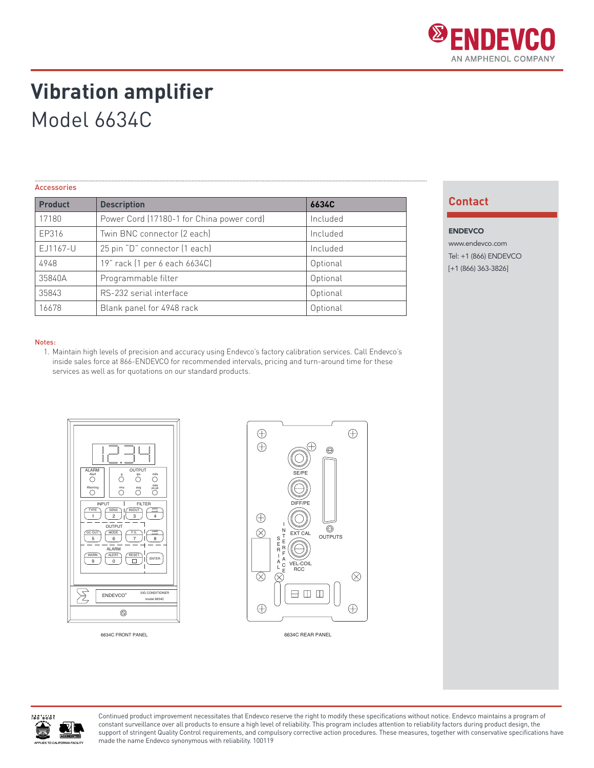# Vibration amplifier

Model 6634C

### Accessories

| Product | Description | 6634C |
| --- | --- | --- |
| 17180 | Power Cord (17180-1 for China power cord) | Included |
| EP316 | Twin BNC connector (2 each) | Included |
| EJ1167-U | 25 pin "D" connector (1 each) | Included |
| 4948 | 19" rack (1 per 6 each 6634C) | Optional |
| 35840A | Programmable filter | Optional |
| 35843 | RS-232 serial interface | Optional |
| 16678 | Blank panel for 4948 rack | Optional |

### Notes:

1. Maintain high levels of precision and accuracy using Endevco's factory calibration services. Call Endevco's inside sales force at 866-ENDEVCO for recommended intervals, pricing and turn-around time for these services as well as for quotations on our standard products.

6634C FRONT PANEL

6634C REAR PANEL

## Contact

**ENDEVCO**
www.endevco.com
Tel: +1 (866) ENDEVCO
[+1 (866) 363-3826]

Continued product improvement necessitates that Endevco reserve the right to modify these specifications without notice. Endevco maintains a program of constant surveillance over all products to ensure a high level of reliability. This program includes attention to reliability factors during product design, the support of stringent Quality Control requirements, and compulsory corrective action procedures. These measures, together with conservative specifications have made the name Endevco synonymous with reliability. 100119